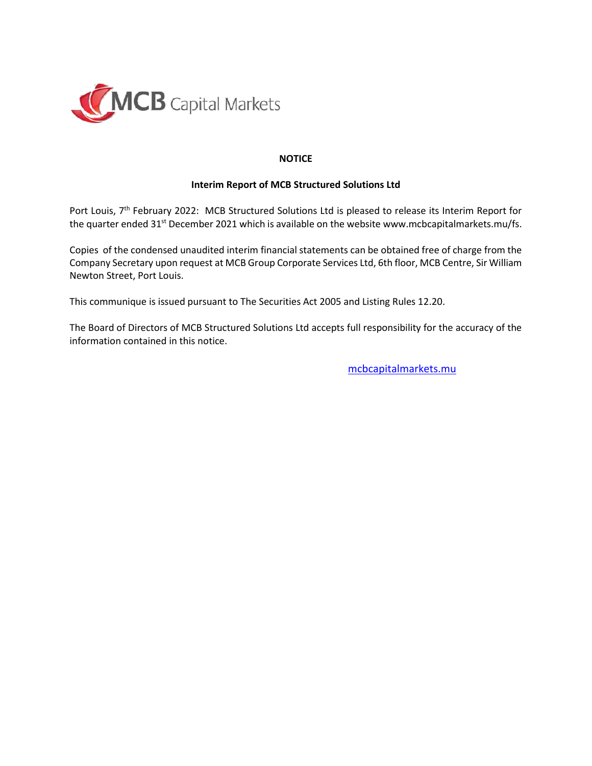MCB Capital Markets

**NOTICE**

**Interim Report of MCB Structured Solutions Ltd**

Port Louis, 7th February 2022: MCB Structured Solutions Ltd is pleased to release its Interim Report for the quarter ended 31st December 2021 which is available on the website www.mcbcapitalmarkets.mu/fs.

Copies of the condensed unaudited interim financial statements can be obtained free of charge from the Company Secretary upon request at MCB Group Corporate Services Ltd, 6th floor, MCB Centre, Sir William Newton Street, Port Louis.

This communique is issued pursuant to The Securities Act 2005 and Listing Rules 12.20.

The Board of Directors of MCB Structured Solutions Ltd accepts full responsibility for the accuracy of the information contained in this notice.

mcbcapitalmarkets.mu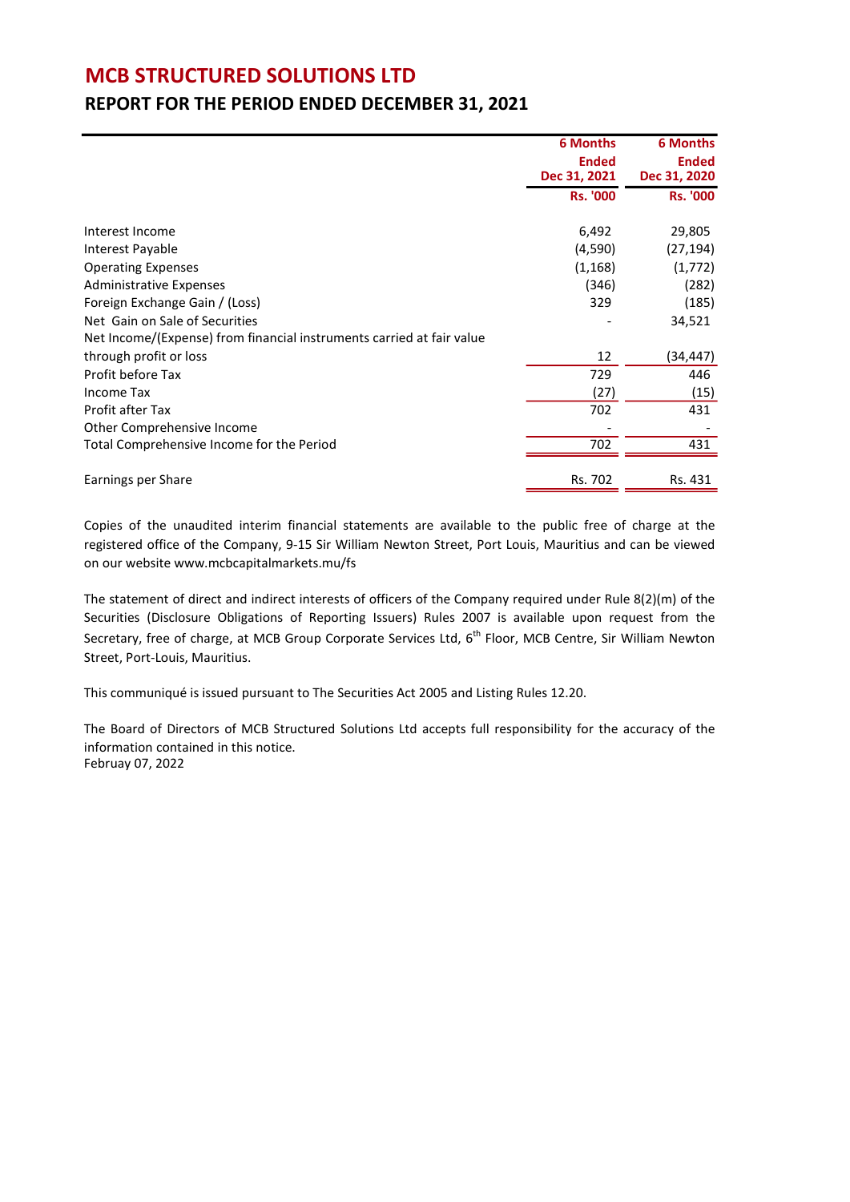# MCB STRUCTURED SOLUTIONS LTD

## REPORT FOR THE PERIOD ENDED DECEMBER 31, 2021

| | 6 Months Ended Dec 31, 2021 | 6 Months Ended Dec 31, 2020 |
|---|---|---|
| | Rs. '000 | Rs. '000 |
| Interest Income | 6,492 | 29,805 |
| Interest Payable | (4,590) | (27,194) |
| Operating Expenses | (1,168) | (1,772) |
| Administrative Expenses | (346) | (282) |
| Foreign Exchange Gain / (Loss) | 329 | (185) |
| Net Gain on Sale of Securities | - | 34,521 |
| Net Income/(Expense) from financial instruments carried at fair value through profit or loss | 12 | (34,447) |
| Profit before Tax | 729 | 446 |
| Income Tax | (27) | (15) |
| Profit after Tax | 702 | 431 |
| Other Comprehensive Income | - | - |
| Total Comprehensive Income for the Period | 702 | 431 |
| Earnings per Share | Rs. 702 | Rs. 431 |

Copies of the unaudited interim financial statements are available to the public free of charge at the registered office of the Company, 9-15 Sir William Newton Street, Port Louis, Mauritius and can be viewed on our website www.mcbcapitalmarkets.mu/fs

The statement of direct and indirect interests of officers of the Company required under Rule 8(2)(m) of the Securities (Disclosure Obligations of Reporting Issuers) Rules 2007 is available upon request from the Secretary, free of charge, at MCB Group Corporate Services Ltd, 6th Floor, MCB Centre, Sir William Newton Street, Port-Louis, Mauritius.

This communiqué is issued pursuant to The Securities Act 2005 and Listing Rules 12.20.

The Board of Directors of MCB Structured Solutions Ltd accepts full responsibility for the accuracy of the information contained in this notice.

Februay 07, 2022